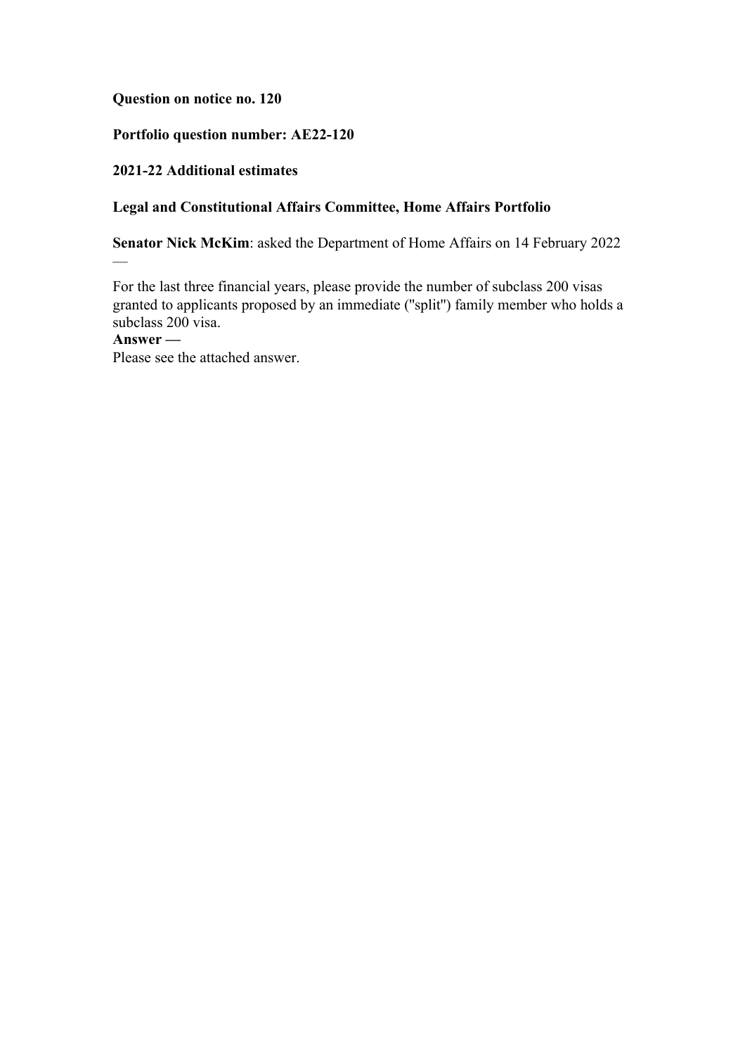**Question on notice no. 120**

**Portfolio question number: AE22-120**

**2021-22 Additional estimates**

**Legal and Constitutional Affairs Committee, Home Affairs Portfolio**

**Senator Nick McKim**: asked the Department of Home Affairs on 14 February 2022 —

For the last three financial years, please provide the number of subclass 200 visas granted to applicants proposed by an immediate ("split") family member who holds a subclass 200 visa.

**Answer —**

Please see the attached answer.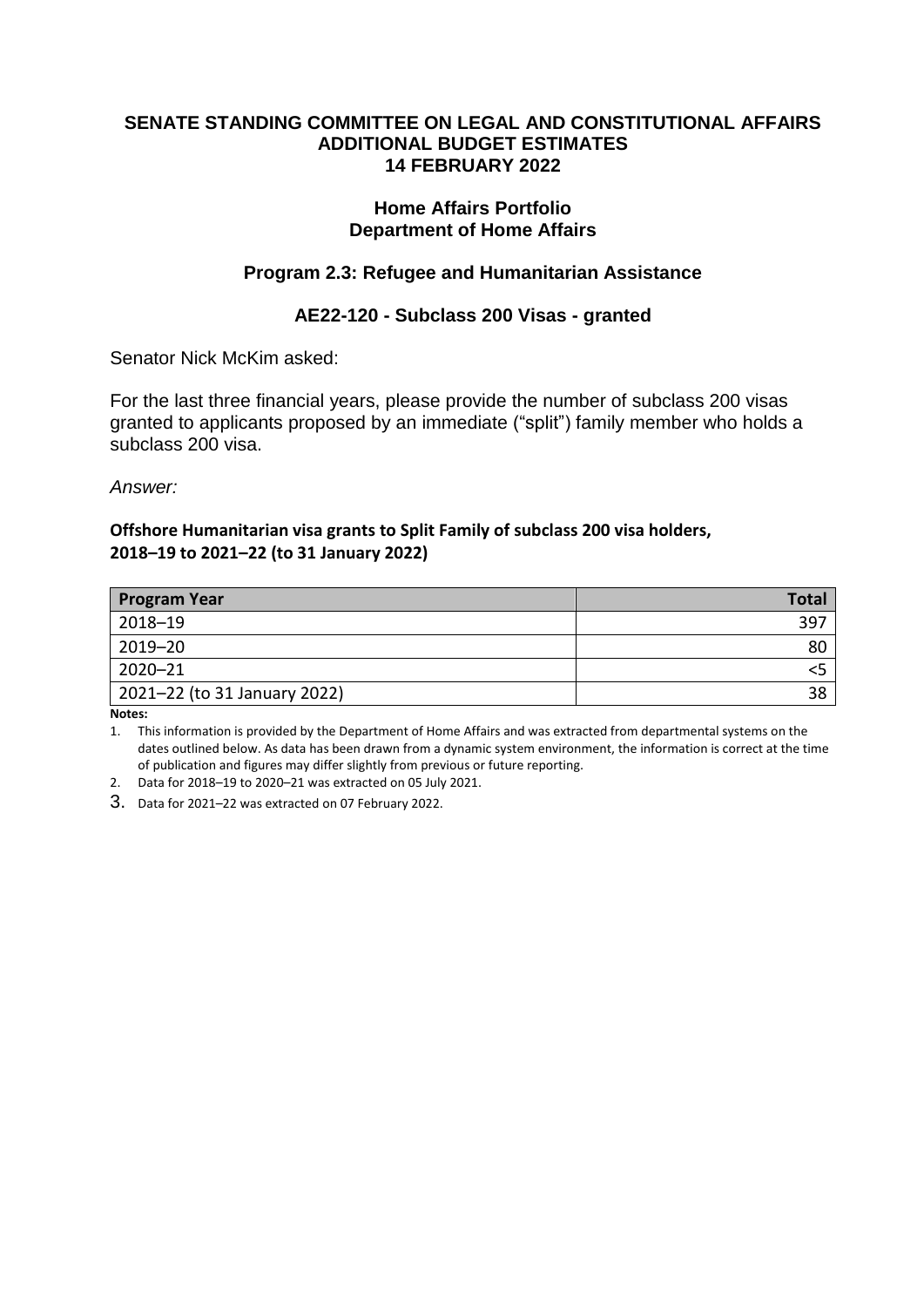**SENATE STANDING COMMITTEE ON LEGAL AND CONSTITUTIONAL AFFAIRS**
**ADDITIONAL BUDGET ESTIMATES**
**14 FEBRUARY 2022**

**Home Affairs Portfolio**
**Department of Home Affairs**

**Program 2.3: Refugee and Humanitarian Assistance**

## AE22-120 - Subclass 200 Visas - granted

Senator Nick McKim asked:

For the last three financial years, please provide the number of subclass 200 visas granted to applicants proposed by an immediate ("split") family member who holds a subclass 200 visa.

*Answer:*

**Offshore Humanitarian visa grants to Split Family of subclass 200 visa holders, 2018–19 to 2021–22 (to 31 January 2022)**

| Program Year | Total |
|---|---:|
| 2018–19 | 397 |
| 2019–20 | 80 |
| 2020–21 | <5 |
| 2021–22 (to 31 January 2022) | 38 |

**Notes:**

1. This information is provided by the Department of Home Affairs and was extracted from departmental systems on the dates outlined below. As data has been drawn from a dynamic system environment, the information is correct at the time of publication and figures may differ slightly from previous or future reporting.
2. Data for 2018–19 to 2020–21 was extracted on 05 July 2021.
3. Data for 2021–22 was extracted on 07 February 2022.